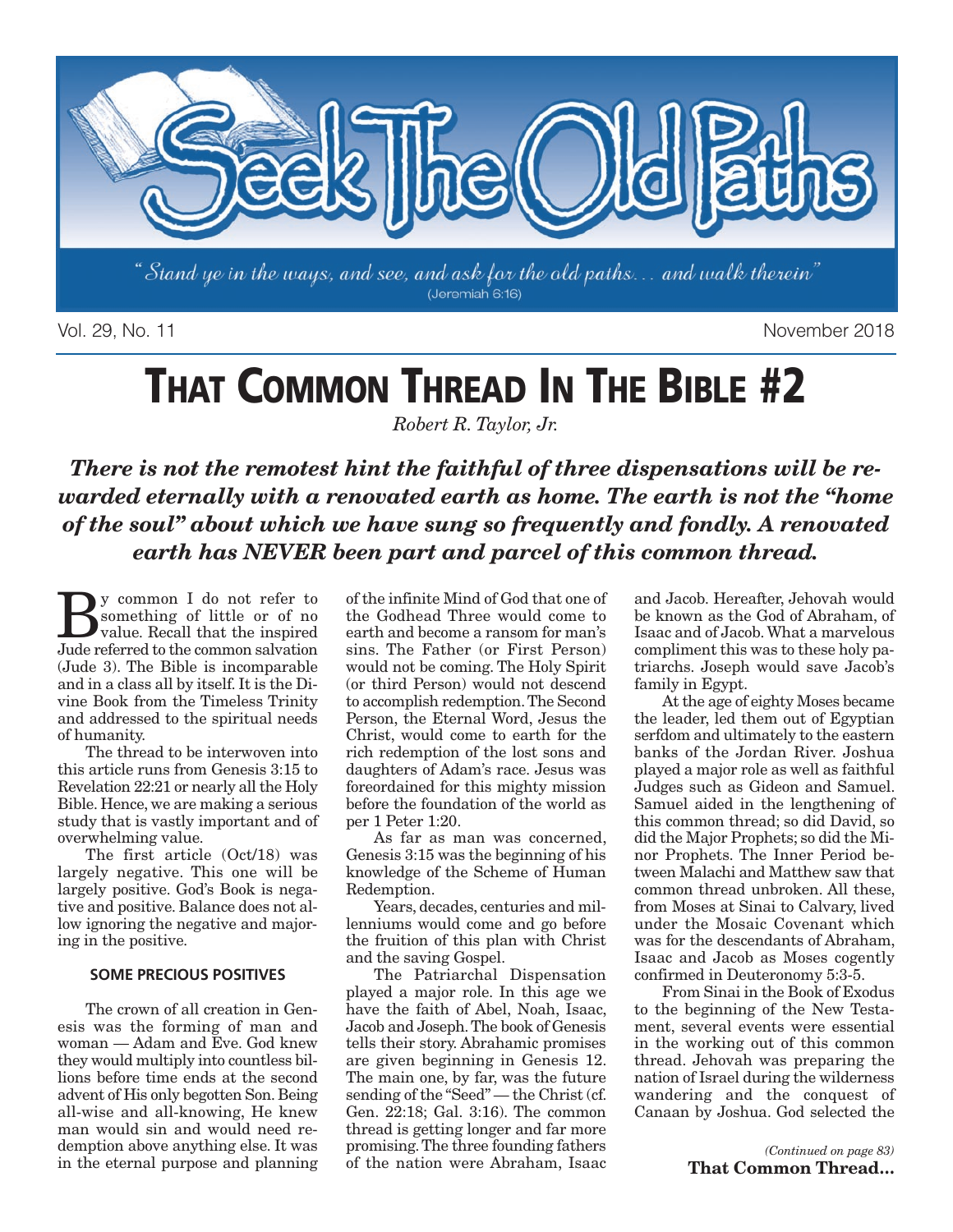# Seek The Old Paths

"Stand ye in the ways, and see, and ask for the old paths... and walk therein" (Jeremiah 6:16)

Vol. 29, No. 11 November 2018

# THAT COMMON THREAD IN THE BIBLE #2

*Robert R. Taylor, Jr.*

***There is not the remotest hint the faithful of three dispensations will be rewarded eternally with a renovated earth as home. The earth is not the "home of the soul" about which we have sung so frequently and fondly. A renovated earth has NEVER been part and parcel of this common thread.***

By common I do not refer to something of little or of no value. Recall that the inspired Jude referred to the common salvation (Jude 3). The Bible is incomparable and in a class all by itself. It is the Divine Book from the Timeless Trinity and addressed to the spiritual needs of humanity.

The thread to be interwoven into this article runs from Genesis 3:15 to Revelation 22:21 or nearly all the Holy Bible. Hence, we are making a serious study that is vastly important and of overwhelming value.

The first article (Oct/18) was largely negative. This one will be largely positive. God's Book is negative and positive. Balance does not allow ignoring the negative and majoring in the positive.

### SOME PRECIOUS POSITIVES

The crown of all creation in Genesis was the forming of man and woman — Adam and Eve. God knew they would multiply into countless billions before time ends at the second advent of His only begotten Son. Being all-wise and all-knowing, He knew man would sin and would need redemption above anything else. It was in the eternal purpose and planning of the infinite Mind of God that one of the Godhead Three would come to earth and become a ransom for man's sins. The Father (or First Person) would not be coming. The Holy Spirit (or third Person) would not descend to accomplish redemption. The Second Person, the Eternal Word, Jesus the Christ, would come to earth for the rich redemption of the lost sons and daughters of Adam's race. Jesus was foreordained for this mighty mission before the foundation of the world as per 1 Peter 1:20.

As far as man was concerned, Genesis 3:15 was the beginning of his knowledge of the Scheme of Human Redemption.

Years, decades, centuries and millenniums would come and go before the fruition of this plan with Christ and the saving Gospel.

The Patriarchal Dispensation played a major role. In this age we have the faith of Abel, Noah, Isaac, Jacob and Joseph. The book of Genesis tells their story. Abrahamic promises are given beginning in Genesis 12. The main one, by far, was the future sending of the "Seed" — the Christ (cf. Gen. 22:18; Gal. 3:16). The common thread is getting longer and far more promising. The three founding fathers of the nation were Abraham, Isaac and Jacob. Hereafter, Jehovah would be known as the God of Abraham, of Isaac and of Jacob. What a marvelous compliment this was to these holy patriarchs. Joseph would save Jacob's family in Egypt.

At the age of eighty Moses became the leader, led them out of Egyptian serfdom and ultimately to the eastern banks of the Jordan River. Joshua played a major role as well as faithful Judges such as Gideon and Samuel. Samuel aided in the lengthening of this common thread; so did David, so did the Major Prophets; so did the Minor Prophets. The Inner Period between Malachi and Matthew saw that common thread unbroken. All these, from Moses at Sinai to Calvary, lived under the Mosaic Covenant which was for the descendants of Abraham, Isaac and Jacob as Moses cogently confirmed in Deuteronomy 5:3-5.

From Sinai in the Book of Exodus to the beginning of the New Testament, several events were essential in the working out of this common thread. Jehovah was preparing the nation of Israel during the wilderness wandering and the conquest of Canaan by Joshua. God selected the

*(Continued on page 83)*
**That Common Thread...**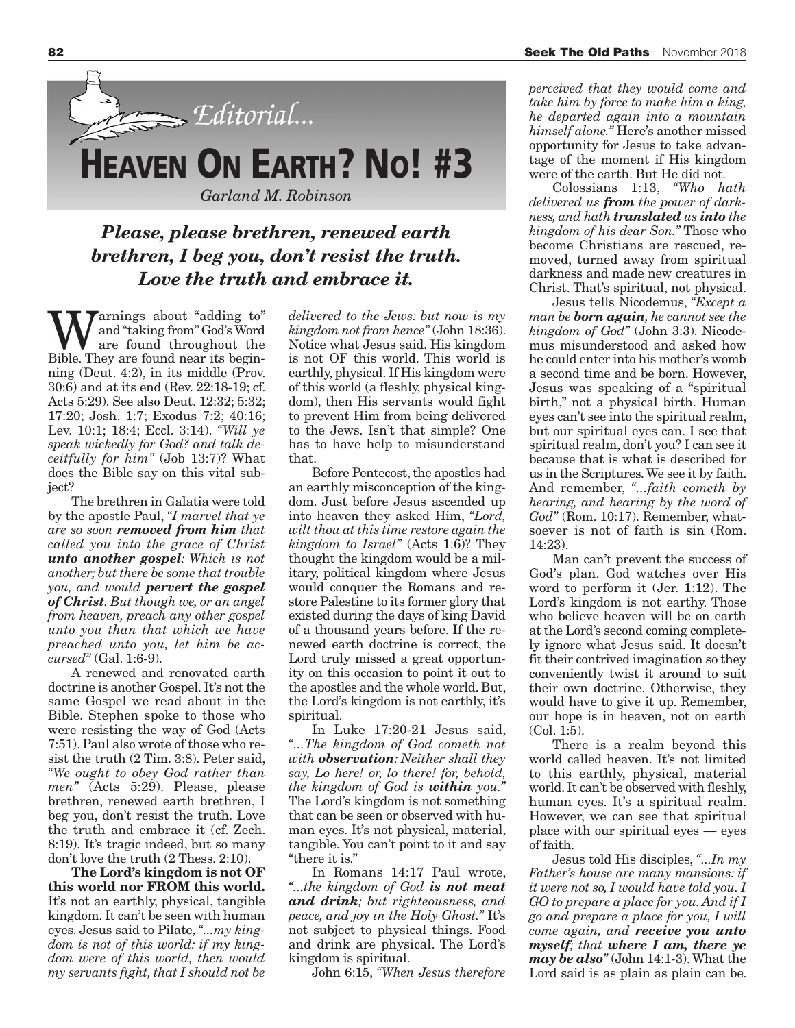*Editorial...*

# HEAVEN ON EARTH? NO! #3

*Garland M. Robinson*

***Please, please brethren, renewed earth brethren, I beg you, don't resist the truth. Love the truth and embrace it.***

Warnings about "adding to" and "taking from" God's Word are found throughout the Bible. They are found near its beginning (Deut. 4:2), in its middle (Prov. 30:6) and at its end (Rev. 22:18-19; cf. Acts 5:29). See also Deut. 12:32; 5:32; 17:20; Josh. 1:7; Exodus 7:2; 40:16; Lev. 10:1; 18:4; Eccl. 3:14). *"Will ye speak wickedly for God? and talk deceitfully for him"* (Job 13:7)? What does the Bible say on this vital subject?

The brethren in Galatia were told by the apostle Paul, *"I marvel that ye are so soon **removed from him** that called you into the grace of Christ **unto another gospel**: Which is not another; but there be some that trouble you, and would **pervert the gospel of Christ**. But though we, or an angel from heaven, preach any other gospel unto you than that which we have preached unto you, let him be accursed"* (Gal. 1:6-9).

A renewed and renovated earth doctrine is another Gospel. It's not the same Gospel we read about in the Bible. Stephen spoke to those who were resisting the way of God (Acts 7:51). Paul also wrote of those who resist the truth (2 Tim. 3:8). Peter said, *"We ought to obey God rather than men"* (Acts 5:29). Please, please brethren, renewed earth brethren, I beg you, don't resist the truth. Love the truth and embrace it (cf. Zech. 8:19). It's tragic indeed, but so many don't love the truth (2 Thess. 2:10).

**The Lord's kingdom is not OF this world nor FROM this world.** It's not an earthly, physical, tangible kingdom. It can't be seen with human eyes. Jesus said to Pilate, *"...my kingdom is not of this world: if my kingdom were of this world, then would my servants fight, that I should not be delivered to the Jews: but now is my kingdom not from hence"* (John 18:36). Notice what Jesus said. His kingdom is not OF this world. This world is earthly, physical. If His kingdom were of this world (a fleshly, physical kingdom), then His servants would fight to prevent Him from being delivered to the Jews. Isn't that simple? One has to have help to misunderstand that.

Before Pentecost, the apostles had an earthly misconception of the kingdom. Just before Jesus ascended up into heaven they asked Him, *"Lord, wilt thou at this time restore again the kingdom to Israel"* (Acts 1:6)? They thought the kingdom would be a military, political kingdom where Jesus would conquer the Romans and restore Palestine to its former glory that existed during the days of king David of a thousand years before. If the renewed earth doctrine is correct, the Lord truly missed a great opportunity on this occasion to point it out to the apostles and the whole world. But, the Lord's kingdom is not earthly, it's spiritual.

In Luke 17:20-21 Jesus said, *"...The kingdom of God cometh not with **observation**: Neither shall they say, Lo here! or, lo there! for, behold, the kingdom of God is **within** you."* The Lord's kingdom is not something that can be seen or observed with human eyes. It's not physical, material, tangible. You can't point to it and say "there it is."

In Romans 14:17 Paul wrote, *"...the kingdom of God **is not meat and drink**; but righteousness, and peace, and joy in the Holy Ghost."* It's not subject to physical things. Food and drink are physical. The Lord's kingdom is spiritual.

John 6:15, *"When Jesus therefore perceived that they would come and take him by force to make him a king, he departed again into a mountain himself alone."* Here's another missed opportunity for Jesus to take advantage of the moment if His kingdom were of the earth. But He did not.

Colossians 1:13, *"Who hath delivered us **from** the power of darkness, and hath **translated** us **into** the kingdom of his dear Son."* Those who become Christians are rescued, removed, turned away from spiritual darkness and made new creatures in Christ. That's spiritual, not physical.

Jesus tells Nicodemus, *"Except a man be **born again**, he cannot see the kingdom of God"* (John 3:3). Nicodemus misunderstood and asked how he could enter into his mother's womb a second time and be born. However, Jesus was speaking of a "spiritual birth," not a physical birth. Human eyes can't see into the spiritual realm, but our spiritual eyes can. I see that spiritual realm, don't you? I can see it because that is what is described for us in the Scriptures. We see it by faith. And remember, *"...faith cometh by hearing, and hearing by the word of God"* (Rom. 10:17). Remember, whatsoever is not of faith is sin (Rom. 14:23).

Man can't prevent the success of God's plan. God watches over His word to perform it (Jer. 1:12). The Lord's kingdom is not earthy. Those who believe heaven will be on earth at the Lord's second coming completely ignore what Jesus said. It doesn't fit their contrived imagination so they conveniently twist it around to suit their own doctrine. Otherwise, they would have to give it up. Remember, our hope is in heaven, not on earth (Col. 1:5).

There is a realm beyond this world called heaven. It's not limited to this earthly, physical, material world. It can't be observed with fleshly, human eyes. It's a spiritual realm. However, we can see that spiritual place with our spiritual eyes — eyes of faith.

Jesus told His disciples, *"...In my Father's house are many mansions: if it were not so, I would have told you. I GO to prepare a place for you. And if I go and prepare a place for you, I will come again, and **receive you unto myself**; that **where I am, there ye may be also**"* (John 14:1-3). What the Lord said is as plain as plain can be.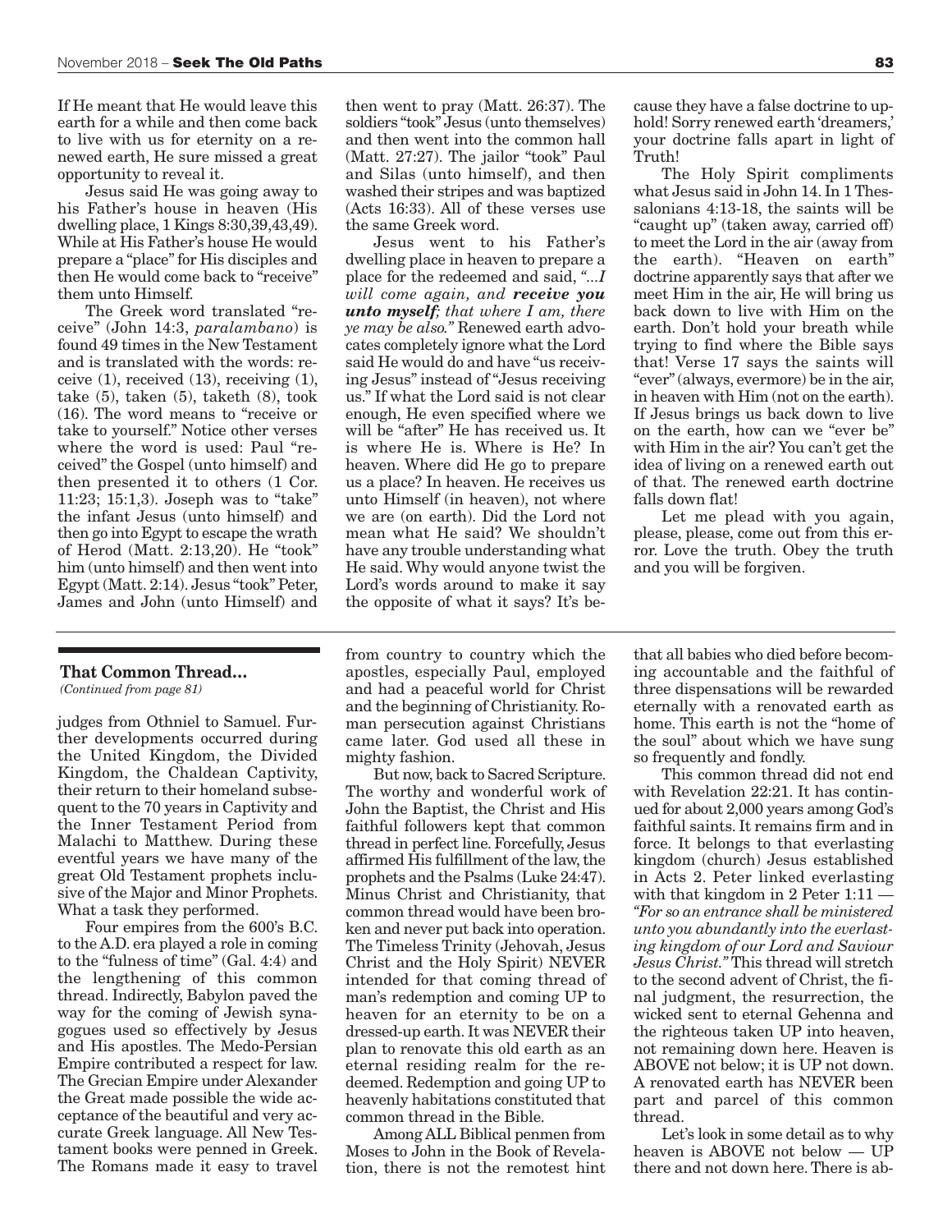If He meant that He would leave this earth for a while and then come back to live with us for eternity on a renewed earth, He sure missed a great opportunity to reveal it.

Jesus said He was going away to his Father's house in heaven (His dwelling place, 1 Kings 8:30,39,43,49). While at His Father's house He would prepare a "place" for His disciples and then He would come back to "receive" them unto Himself.

The Greek word translated "receive" (John 14:3, *paralambano*) is found 49 times in the New Testament and is translated with the words: receive (1), received (13), receiving (1), take (5), taken (5), taketh (8), took (16). The word means to "receive or take to yourself." Notice other verses where the word is used: Paul "received" the Gospel (unto himself) and then presented it to others (1 Cor. 11:23; 15:1,3). Joseph was to "take" the infant Jesus (unto himself) and then go into Egypt to escape the wrath of Herod (Matt. 2:13,20). He "took" him (unto himself) and then went into Egypt (Matt. 2:14). Jesus "took" Peter, James and John (unto Himself) and then went to pray (Matt. 26:37). The soldiers "took" Jesus (unto themselves) and then went into the common hall (Matt. 27:27). The jailor "took" Paul and Silas (unto himself), and then washed their stripes and was baptized (Acts 16:33). All of these verses use the same Greek word.

Jesus went to his Father's dwelling place in heaven to prepare a place for the redeemed and said, *"...I will come again, and **receive you unto myself**; that where I am, there ye may be also."* Renewed earth advocates completely ignore what the Lord said He would do and have "us receiving Jesus" instead of "Jesus receiving us." If what the Lord said is not clear enough, He even specified where we will be "after" He has received us. It is where He is. Where is He? In heaven. Where did He go to prepare us a place? In heaven. He receives us unto Himself (in heaven), not where we are (on earth). Did the Lord not mean what He said? We shouldn't have any trouble understanding what He said. Why would anyone twist the Lord's words around to make it say the opposite of what it says? It's because they have a false doctrine to uphold! Sorry renewed earth 'dreamers,' your doctrine falls apart in light of Truth!

The Holy Spirit compliments what Jesus said in John 14. In 1 Thessalonians 4:13-18, the saints will be "caught up" (taken away, carried off) to meet the Lord in the air (away from the earth). "Heaven on earth" doctrine apparently says that after we meet Him in the air, He will bring us back down to live with Him on the earth. Don't hold your breath while trying to find where the Bible says that! Verse 17 says the saints will "ever" (always, evermore) be in the air, in heaven with Him (not on the earth). If Jesus brings us back down to live on the earth, how can we "ever be" with Him in the air? You can't get the idea of living on a renewed earth out of that. The renewed earth doctrine falls down flat!

Let me plead with you again, please, please, come out from this error. Love the truth. Obey the truth and you will be forgiven.

---

**That Common Thread...**
*(Continued from page 81)*

judges from Othniel to Samuel. Further developments occurred during the United Kingdom, the Divided Kingdom, the Chaldean Captivity, their return to their homeland subsequent to the 70 years in Captivity and the Inner Testament Period from Malachi to Matthew. During these eventful years we have many of the great Old Testament prophets inclusive of the Major and Minor Prophets. What a task they performed.

Four empires from the 600's B.C. to the A.D. era played a role in coming to the "fulness of time" (Gal. 4:4) and the lengthening of this common thread. Indirectly, Babylon paved the way for the coming of Jewish synagogues used so effectively by Jesus and His apostles. The Medo-Persian Empire contributed a respect for law. The Grecian Empire under Alexander the Great made possible the wide acceptance of the beautiful and very accurate Greek language. All New Testament books were penned in Greek. The Romans made it easy to travel from country to country which the apostles, especially Paul, employed and had a peaceful world for Christ and the beginning of Christianity. Roman persecution against Christians came later. God used all these in mighty fashion.

But now, back to Sacred Scripture. The worthy and wonderful work of John the Baptist, the Christ and His faithful followers kept that common thread in perfect line. Forcefully, Jesus affirmed His fulfillment of the law, the prophets and the Psalms (Luke 24:47). Minus Christ and Christianity, that common thread would have been broken and never put back into operation. The Timeless Trinity (Jehovah, Jesus Christ and the Holy Spirit) NEVER intended for that coming thread of man's redemption and coming UP to heaven for an eternity to be on a dressed-up earth. It was NEVER their plan to renovate this old earth as an eternal residing realm for the redeemed. Redemption and going UP to heavenly habitations constituted that common thread in the Bible.

Among ALL Biblical penmen from Moses to John in the Book of Revelation, there is not the remotest hint that all babies who died before becoming accountable and the faithful of three dispensations will be rewarded eternally with a renovated earth as home. This earth is not the "home of the soul" about which we have sung so frequently and fondly.

This common thread did not end with Revelation 22:21. It has continued for about 2,000 years among God's faithful saints. It remains firm and in force. It belongs to that everlasting kingdom (church) Jesus established in Acts 2. Peter linked everlasting with that kingdom in 2 Peter 1:11 — *"For so an entrance shall be ministered unto you abundantly into the everlasting kingdom of our Lord and Saviour Jesus Christ."* This thread will stretch to the second advent of Christ, the final judgment, the resurrection, the wicked sent to eternal Gehenna and the righteous taken UP into heaven, not remaining down here. Heaven is ABOVE not below; it is UP not down. A renovated earth has NEVER been part and parcel of this common thread.

Let's look in some detail as to why heaven is ABOVE not below — UP there and not down here. There is ab-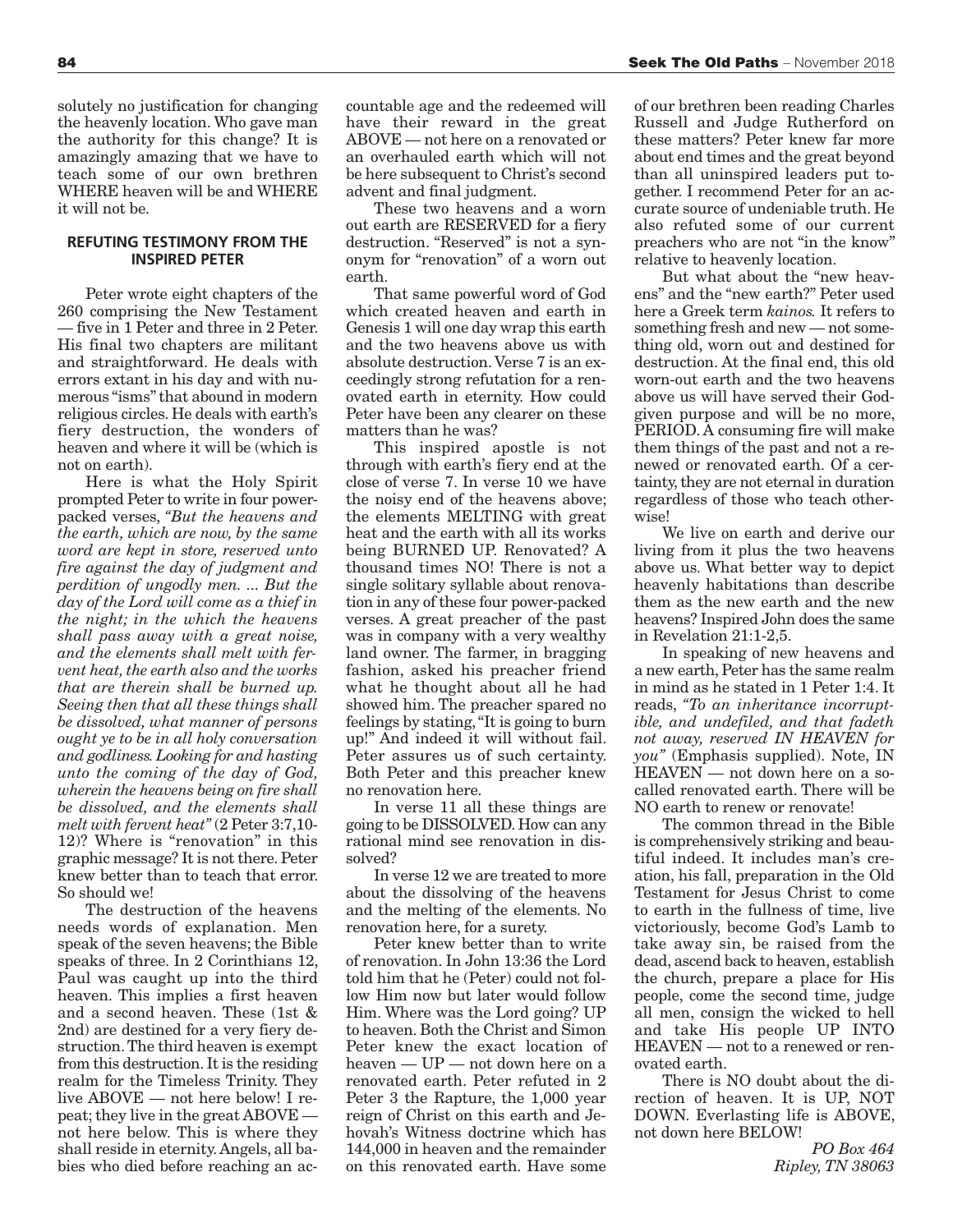solutely no justification for changing the heavenly location. Who gave man the authority for this change? It is amazingly amazing that we have to teach some of our own brethren WHERE heaven will be and WHERE it will not be.

### REFUTING TESTIMONY FROM THE INSPIRED PETER

Peter wrote eight chapters of the 260 comprising the New Testament — five in 1 Peter and three in 2 Peter. His final two chapters are militant and straightforward. He deals with errors extant in his day and with numerous "isms" that abound in modern religious circles. He deals with earth's fiery destruction, the wonders of heaven and where it will be (which is not on earth).

Here is what the Holy Spirit prompted Peter to write in four power-packed verses, *"But the heavens and the earth, which are now, by the same word are kept in store, reserved unto fire against the day of judgment and perdition of ungodly men. ... But the day of the Lord will come as a thief in the night; in the which the heavens shall pass away with a great noise, and the elements shall melt with fervent heat, the earth also and the works that are therein shall be burned up. Seeing then that all these things shall be dissolved, what manner of persons ought ye to be in all holy conversation and godliness. Looking for and hasting unto the coming of the day of God, wherein the heavens being on fire shall be dissolved, and the elements shall melt with fervent heat"* (2 Peter 3:7,10-12)? Where is "renovation" in this graphic message? It is not there. Peter knew better than to teach that error. So should we!

The destruction of the heavens needs words of explanation. Men speak of the seven heavens; the Bible speaks of three. In 2 Corinthians 12, Paul was caught up into the third heaven. This implies a first heaven and a second heaven. These (1st & 2nd) are destined for a very fiery destruction. The third heaven is exempt from this destruction. It is the residing realm for the Timeless Trinity. They live ABOVE — not here below! I repeat; they live in the great ABOVE — not here below. This is where they shall reside in eternity. Angels, all babies who died before reaching an accountable age and the redeemed will have their reward in the great ABOVE — not here on a renovated or an overhauled earth which will not be here subsequent to Christ's second advent and final judgment.

These two heavens and a worn out earth are RESERVED for a fiery destruction. "Reserved" is not a synonym for "renovation" of a worn out earth.

That same powerful word of God which created heaven and earth in Genesis 1 will one day wrap this earth and the two heavens above us with absolute destruction. Verse 7 is an exceedingly strong refutation for a renovated earth in eternity. How could Peter have been any clearer on these matters than he was?

This inspired apostle is not through with earth's fiery end at the close of verse 7. In verse 10 we have the noisy end of the heavens above; the elements MELTING with great heat and the earth with all its works being BURNED UP. Renovated? A thousand times NO! There is not a single solitary syllable about renovation in any of these four power-packed verses. A great preacher of the past was in company with a very wealthy land owner. The farmer, in bragging fashion, asked his preacher friend what he thought about all he had showed him. The preacher spared no feelings by stating, "It is going to burn up!" And indeed it will without fail. Peter assures us of such certainty. Both Peter and this preacher knew no renovation here.

In verse 11 all these things are going to be DISSOLVED. How can any rational mind see renovation in dissolved?

In verse 12 we are treated to more about the dissolving of the heavens and the melting of the elements. No renovation here, for a surety.

Peter knew better than to write of renovation. In John 13:36 the Lord told him that he (Peter) could not follow Him now but later would follow Him. Where was the Lord going? UP to heaven. Both the Christ and Simon Peter knew the exact location of heaven — UP — not down here on a renovated earth. Peter refuted in 2 Peter 3 the Rapture, the 1,000 year reign of Christ on this earth and Jehovah's Witness doctrine which has 144,000 in heaven and the remainder on this renovated earth. Have some of our brethren been reading Charles Russell and Judge Rutherford on these matters? Peter knew far more about end times and the great beyond than all uninspired leaders put together. I recommend Peter for an accurate source of undeniable truth. He also refuted some of our current preachers who are not "in the know" relative to heavenly location.

But what about the "new heavens" and the "new earth?" Peter used here a Greek term *kainos.* It refers to something fresh and new — not something old, worn out and destined for destruction. At the final end, this old worn-out earth and the two heavens above us will have served their God-given purpose and will be no more, PERIOD. A consuming fire will make them things of the past and not a renewed or renovated earth. Of a certainty, they are not eternal in duration regardless of those who teach otherwise!

We live on earth and derive our living from it plus the two heavens above us. What better way to depict heavenly habitations than describe them as the new earth and the new heavens? Inspired John does the same in Revelation 21:1-2,5.

In speaking of new heavens and a new earth, Peter has the same realm in mind as he stated in 1 Peter 1:4. It reads, *"To an inheritance incorruptible, and undefiled, and that fadeth not away, reserved IN HEAVEN for you"* (Emphasis supplied). Note, IN HEAVEN — not down here on a so-called renovated earth. There will be NO earth to renew or renovate!

The common thread in the Bible is comprehensively striking and beautiful indeed. It includes man's creation, his fall, preparation in the Old Testament for Jesus Christ to come to earth in the fullness of time, live victoriously, become God's Lamb to take away sin, be raised from the dead, ascend back to heaven, establish the church, prepare a place for His people, come the second time, judge all men, consign the wicked to hell and take His people UP INTO HEAVEN — not to a renewed or renovated earth.

There is NO doubt about the direction of heaven. It is UP, NOT DOWN. Everlasting life is ABOVE, not down here BELOW!

*PO Box 464*
*Ripley, TN 38063*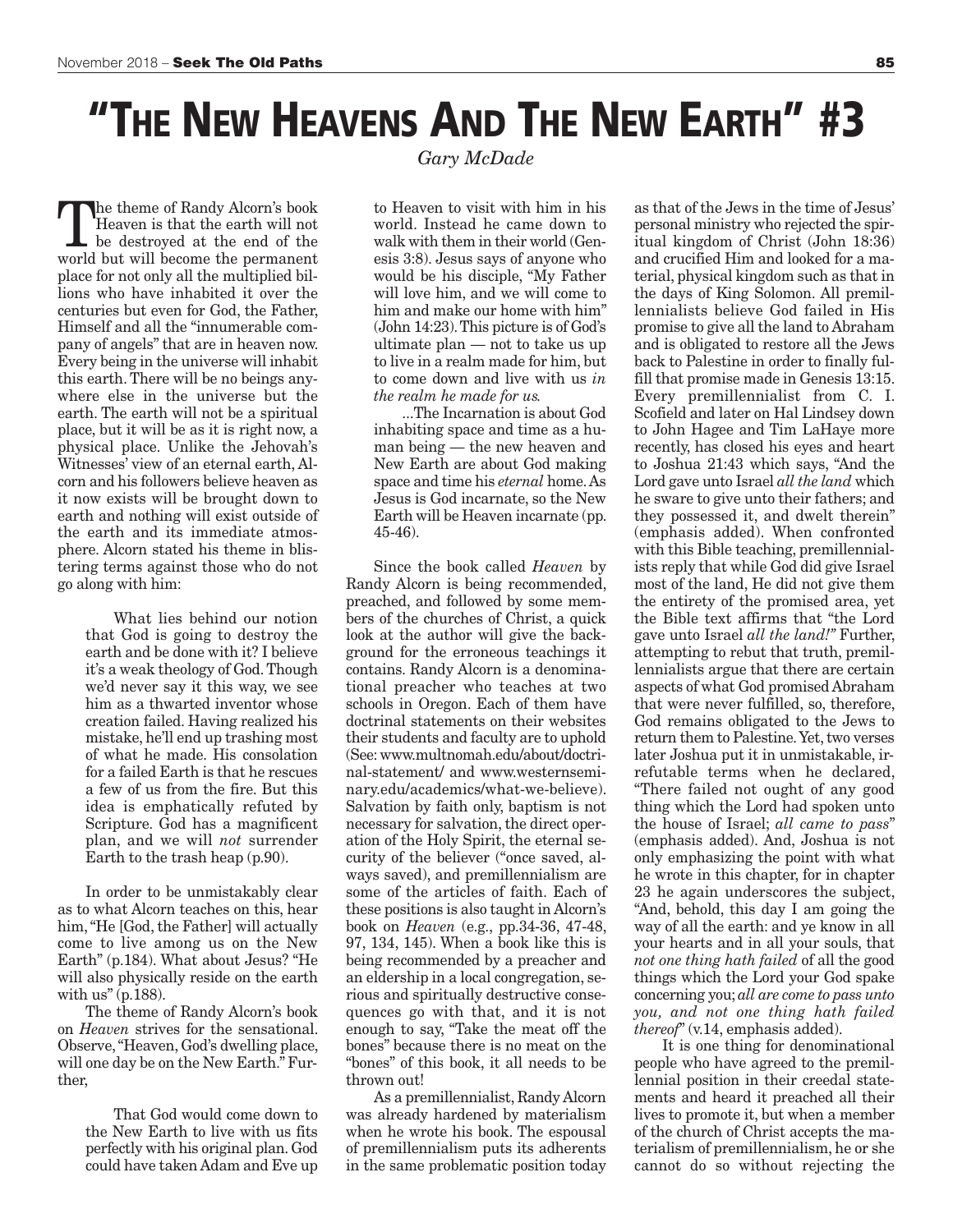# "The New Heavens And The New Earth" #3

*Gary McDade*

The theme of Randy Alcorn's book Heaven is that the earth will not be destroyed at the end of the world but will become the permanent place for not only all the multiplied billions who have inhabited it over the centuries but even for God, the Father, Himself and all the "innumerable company of angels" that are in heaven now. Every being in the universe will inhabit this earth. There will be no beings anywhere else in the universe but the earth. The earth will not be a spiritual place, but it will be as it is right now, a physical place. Unlike the Jehovah's Witnesses' view of an eternal earth, Alcorn and his followers believe heaven as it now exists will be brought down to earth and nothing will exist outside of the earth and its immediate atmosphere. Alcorn stated his theme in blistering terms against those who do not go along with him:

> What lies behind our notion that God is going to destroy the earth and be done with it? I believe it's a weak theology of God. Though we'd never say it this way, we see him as a thwarted inventor whose creation failed. Having realized his mistake, he'll end up trashing most of what he made. His consolation for a failed Earth is that he rescues a few of us from the fire. But this idea is emphatically refuted by Scripture. God has a magnificent plan, and we will *not* surrender Earth to the trash heap (p.90).

In order to be unmistakably clear as to what Alcorn teaches on this, hear him, "He [God, the Father] will actually come to live among us on the New Earth" (p.184). What about Jesus? "He will also physically reside on the earth with us" (p.188).

The theme of Randy Alcorn's book on *Heaven* strives for the sensational. Observe, "Heaven, God's dwelling place, will one day be on the New Earth." Further,

> That God would come down to the New Earth to live with us fits perfectly with his original plan. God could have taken Adam and Eve up to Heaven to visit with him in his world. Instead he came down to walk with them in their world (Genesis 3:8). Jesus says of anyone who would be his disciple, "My Father will love him, and we will come to him and make our home with him" (John 14:23). This picture is of God's ultimate plan — not to take us up to live in a realm made for him, but to come down and live with us *in the realm he made for us.*
>
> ...The Incarnation is about God inhabiting space and time as a human being — the new heaven and New Earth are about God making space and time his *eternal* home. As Jesus is God incarnate, so the New Earth will be Heaven incarnate (pp. 45-46).

Since the book called *Heaven* by Randy Alcorn is being recommended, preached, and followed by some members of the churches of Christ, a quick look at the author will give the background for the erroneous teachings it contains. Randy Alcorn is a denominational preacher who teaches at two schools in Oregon. Each of them have doctrinal statements on their websites their students and faculty are to uphold (See: www.multnomah.edu/about/doctrinal-statement/ and www.westernseminary.edu/academics/what-we-believe). Salvation by faith only, baptism is not necessary for salvation, the direct operation of the Holy Spirit, the eternal security of the believer ("once saved, always saved), and premillennialism are some of the articles of faith. Each of these positions is also taught in Alcorn's book on *Heaven* (e.g., pp.34-36, 47-48, 97, 134, 145). When a book like this is being recommended by a preacher and an eldership in a local congregation, serious and spiritually destructive consequences go with that, and it is not enough to say, "Take the meat off the bones" because there is no meat on the "bones" of this book, it all needs to be thrown out!

As a premillennialist, Randy Alcorn was already hardened by materialism when he wrote his book. The espousal of premillennialism puts its adherents in the same problematic position today as that of the Jews in the time of Jesus' personal ministry who rejected the spiritual kingdom of Christ (John 18:36) and crucified Him and looked for a material, physical kingdom such as that in the days of King Solomon. All premillennialists believe God failed in His promise to give all the land to Abraham and is obligated to restore all the Jews back to Palestine in order to finally fulfill that promise made in Genesis 13:15. Every premillennialist from C. I. Scofield and later on Hal Lindsey down to John Hagee and Tim LaHaye more recently, has closed his eyes and heart to Joshua 21:43 which says, "And the Lord gave unto Israel *all the land* which he sware to give unto their fathers; and they possessed it, and dwelt therein" (emphasis added). When confronted with this Bible teaching, premillennialists reply that while God did give Israel most of the land, He did not give them the entirety of the promised area, yet the Bible text affirms that "the Lord gave unto Israel *all the land!"* Further, attempting to rebut that truth, premillennialists argue that there are certain aspects of what God promised Abraham that were never fulfilled, so, therefore, God remains obligated to the Jews to return them to Palestine. Yet, two verses later Joshua put it in unmistakable, irrefutable terms when he declared, "There failed not ought of any good thing which the Lord had spoken unto the house of Israel; *all came to pass*" (emphasis added). And, Joshua is not only emphasizing the point with what he wrote in this chapter, for in chapter 23 he again underscores the subject, "And, behold, this day I am going the way of all the earth: and ye know in all your hearts and in all your souls, that *not one thing hath failed* of all the good things which the Lord your God spake concerning you; *all are come to pass unto you, and not one thing hath failed thereof*" (v.14, emphasis added).

It is one thing for denominational people who have agreed to the premillennial position in their creedal statements and heard it preached all their lives to promote it, but when a member of the church of Christ accepts the materialism of premillennialism, he or she cannot do so without rejecting the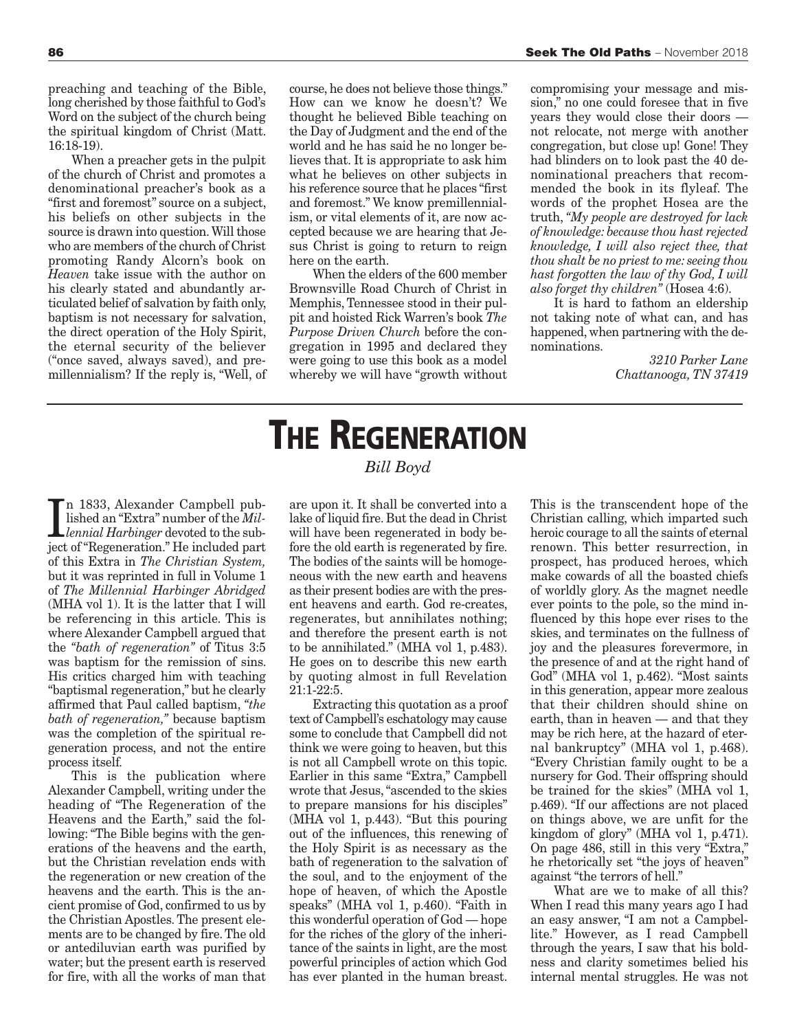preaching and teaching of the Bible, long cherished by those faithful to God's Word on the subject of the church being the spiritual kingdom of Christ (Matt. 16:18-19).

When a preacher gets in the pulpit of the church of Christ and promotes a denominational preacher's book as a "first and foremost" source on a subject, his beliefs on other subjects in the source is drawn into question. Will those who are members of the church of Christ promoting Randy Alcorn's book on *Heaven* take issue with the author on his clearly stated and abundantly articulated belief of salvation by faith only, baptism is not necessary for salvation, the direct operation of the Holy Spirit, the eternal security of the believer ("once saved, always saved), and premillennialism? If the reply is, "Well, of course, he does not believe those things." How can we know he doesn't? We thought he believed Bible teaching on the Day of Judgment and the end of the world and he has said he no longer believes that. It is appropriate to ask him what he believes on other subjects in his reference source that he places "first and foremost." We know premillennialism, or vital elements of it, are now accepted because we are hearing that Jesus Christ is going to return to reign here on the earth.

When the elders of the 600 member Brownsville Road Church of Christ in Memphis, Tennessee stood in their pulpit and hoisted Rick Warren's book *The Purpose Driven Church* before the congregation in 1995 and declared they were going to use this book as a model whereby we will have "growth without compromising your message and mission," no one could foresee that in five years they would close their doors — not relocate, not merge with another congregation, but close up! Gone! They had blinders on to look past the 40 denominational preachers that recommended the book in its flyleaf. The words of the prophet Hosea are the truth, *"My people are destroyed for lack of knowledge: because thou hast rejected knowledge, I will also reject thee, that thou shalt be no priest to me: seeing thou hast forgotten the law of thy God, I will also forget thy children"* (Hosea 4:6).

It is hard to fathom an eldership not taking note of what can, and has happened, when partnering with the denominations.

*3210 Parker Lane*
*Chattanooga, TN 37419*

# The Regeneration

*Bill Boyd*

In 1833, Alexander Campbell published an "Extra" number of the *Millennial Harbinger* devoted to the subject of "Regeneration." He included part of this Extra in *The Christian System,* but it was reprinted in full in Volume 1 of *The Millennial Harbinger Abridged* (MHA vol 1). It is the latter that I will be referencing in this article. This is where Alexander Campbell argued that the *"bath of regeneration"* of Titus 3:5 was baptism for the remission of sins. His critics charged him with teaching "baptismal regeneration," but he clearly affirmed that Paul called baptism, *"the bath of regeneration,"* because baptism was the completion of the spiritual regeneration process, and not the entire process itself.

This is the publication where Alexander Campbell, writing under the heading of "The Regeneration of the Heavens and the Earth," said the following: "The Bible begins with the generations of the heavens and the earth, but the Christian revelation ends with the regeneration or new creation of the heavens and the earth. This is the ancient promise of God, confirmed to us by the Christian Apostles. The present elements are to be changed by fire. The old or antediluvian earth was purified by water; but the present earth is reserved for fire, with all the works of man that are upon it. It shall be converted into a lake of liquid fire. But the dead in Christ will have been regenerated in body before the old earth is regenerated by fire. The bodies of the saints will be homogeneous with the new earth and heavens as their present bodies are with the present heavens and earth. God re-creates, regenerates, but annihilates nothing; and therefore the present earth is not to be annihilated." (MHA vol 1, p.483). He goes on to describe this new earth by quoting almost in full Revelation 21:1-22:5.

Extracting this quotation as a proof text of Campbell's eschatology may cause some to conclude that Campbell did not think we were going to heaven, but this is not all Campbell wrote on this topic. Earlier in this same "Extra," Campbell wrote that Jesus, "ascended to the skies to prepare mansions for his disciples" (MHA vol 1, p.443). "But this pouring out of the influences, this renewing of the Holy Spirit is as necessary as the bath of regeneration to the salvation of the soul, and to the enjoyment of the hope of heaven, of which the Apostle speaks" (MHA vol 1, p.460). "Faith in this wonderful operation of God — hope for the riches of the glory of the inheritance of the saints in light, are the most powerful principles of action which God has ever planted in the human breast. This is the transcendent hope of the Christian calling, which imparted such heroic courage to all the saints of eternal renown. This better resurrection, in prospect, has produced heroes, which make cowards of all the boasted chiefs of worldly glory. As the magnet needle ever points to the pole, so the mind influenced by this hope ever rises to the skies, and terminates on the fullness of joy and the pleasures forevermore, in the presence of and at the right hand of God" (MHA vol 1, p.462). "Most saints in this generation, appear more zealous that their children should shine on earth, than in heaven — and that they may be rich here, at the hazard of eternal bankruptcy" (MHA vol 1, p.468). "Every Christian family ought to be a nursery for God. Their offspring should be trained for the skies" (MHA vol 1, p.469). "If our affections are not placed on things above, we are unfit for the kingdom of glory" (MHA vol 1, p.471). On page 486, still in this very "Extra," he rhetorically set "the joys of heaven" against "the terrors of hell."

What are we to make of all this? When I read this many years ago I had an easy answer, "I am not a Campbellite." However, as I read Campbell through the years, I saw that his boldness and clarity sometimes belied his internal mental struggles. He was not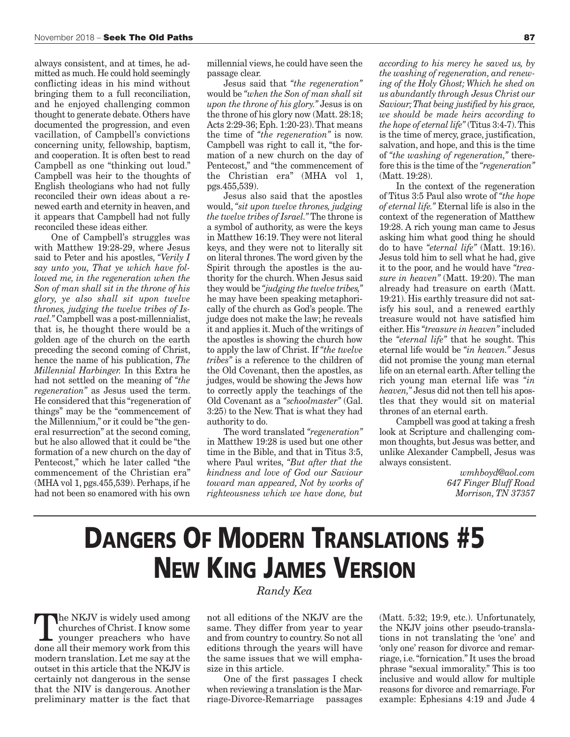always consistent, and at times, he admitted as much. He could hold seemingly conflicting ideas in his mind without bringing them to a full reconciliation, and he enjoyed challenging common thought to generate debate. Others have documented the progression, and even vacillation, of Campbell's convictions concerning unity, fellowship, baptism, and cooperation. It is often best to read Campbell as one "thinking out loud." Campbell was heir to the thoughts of English theologians who had not fully reconciled their own ideas about a renewed earth and eternity in heaven, and it appears that Campbell had not fully reconciled these ideas either.

One of Campbell's struggles was with Matthew 19:28-29, where Jesus said to Peter and his apostles, *"Verily I say unto you, That ye which have followed me, in the regeneration when the Son of man shall sit in the throne of his glory, ye also shall sit upon twelve thrones, judging the twelve tribes of Israel."* Campbell was a post-millennialist, that is, he thought there would be a golden age of the church on the earth preceding the second coming of Christ, hence the name of his publication, *The Millennial Harbinger.* In this Extra he had not settled on the meaning of *"the regeneration"* as Jesus used the term. He considered that this "regeneration of things" may be the "commencement of the Millennium," or it could be "the general resurrection" at the second coming, but he also allowed that it could be "the formation of a new church on the day of Pentecost," which he later called "the commencement of the Christian era" (MHA vol 1, pgs.455,539). Perhaps, if he had not been so enamored with his own millennial views, he could have seen the passage clear.

Jesus said that *"the regeneration"* would be *"when the Son of man shall sit upon the throne of his glory."* Jesus is on the throne of his glory now (Matt. 28:18; Acts 2:29-36; Eph. 1:20-23). That means the time of *"the regeneration"* is now. Campbell was right to call it, "the formation of a new church on the day of Pentecost," and "the commencement of the Christian era" (MHA vol 1, pgs.455,539).

Jesus also said that the apostles would, *"sit upon twelve thrones, judging the twelve tribes of Israel."* The throne is a symbol of authority, as were the keys in Matthew 16:19. They were not literal keys, and they were not to literally sit on literal thrones. The word given by the Spirit through the apostles is the authority for the church. When Jesus said they would be *"judging the twelve tribes,"* he may have been speaking metaphorically of the church as God's people. The judge does not make the law; he reveals it and applies it. Much of the writings of the apostles is showing the church how to apply the law of Christ. If *"the twelve tribes"* is a reference to the children of the Old Covenant, then the apostles, as judges, would be showing the Jews how to correctly apply the teachings of the Old Covenant as a *"schoolmaster"* (Gal. 3:25) to the New. That is what they had authority to do.

The word translated *"regeneration"* in Matthew 19:28 is used but one other time in the Bible, and that in Titus 3:5, where Paul writes, *"But after that the kindness and love of God our Saviour toward man appeared, Not by works of righteousness which we have done, but according to his mercy he saved us, by the washing of regeneration, and renewing of the Holy Ghost; Which he shed on us abundantly through Jesus Christ our Saviour; That being justified by his grace, we should be made heirs according to the hope of eternal life"* (Titus 3:4-7). This is the time of mercy, grace, justification, salvation, and hope, and this is the time of *"the washing of regeneration,"* therefore this is the time of the *"regeneration"* (Matt. 19:28).

In the context of the regeneration of Titus 3:5 Paul also wrote of *"the hope of eternal life."* Eternal life is also in the context of the regeneration of Matthew 19:28. A rich young man came to Jesus asking him what good thing he should do to have *"eternal life"* (Matt. 19:16). Jesus told him to sell what he had, give it to the poor, and he would have *"treasure in heaven"* (Matt. 19:20). The man already had treasure on earth (Matt. 19:21). His earthly treasure did not satisfy his soul, and a renewed earthly treasure would not have satisfied him either. His *"treasure in heaven"* included the *"eternal life"* that he sought. This eternal life would be *"in heaven."* Jesus did not promise the young man eternal life on an eternal earth. After telling the rich young man eternal life was *"in heaven,"* Jesus did not then tell his apostles that they would sit on material thrones of an eternal earth.

Campbell was good at taking a fresh look at Scripture and challenging common thoughts, but Jesus was better, and unlike Alexander Campbell, Jesus was always consistent.

*wmhboyd@aol.com*
*647 Finger Bluff Road*
*Morrison, TN 37357*

---

# Dangers Of Modern Translations #5 New King James Version

*Randy Kea*

The NKJV is widely used among churches of Christ. I know some younger preachers who have done all their memory work from this modern translation. Let me say at the outset in this article that the NKJV is certainly not dangerous in the sense that the NIV is dangerous. Another preliminary matter is the fact that not all editions of the NKJV are the same. They differ from year to year and from country to country. So not all editions through the years will have the same issues that we will emphasize in this article.

One of the first passages I check when reviewing a translation is the Marriage-Divorce-Remarriage passages (Matt. 5:32; 19:9, etc.). Unfortunately, the NKJV joins other pseudo-translations in not translating the 'one' and 'only one' reason for divorce and remarriage, i.e. "fornication." It uses the broad phrase "sexual immorality." This is too inclusive and would allow for multiple reasons for divorce and remarriage. For example: Ephesians 4:19 and Jude 4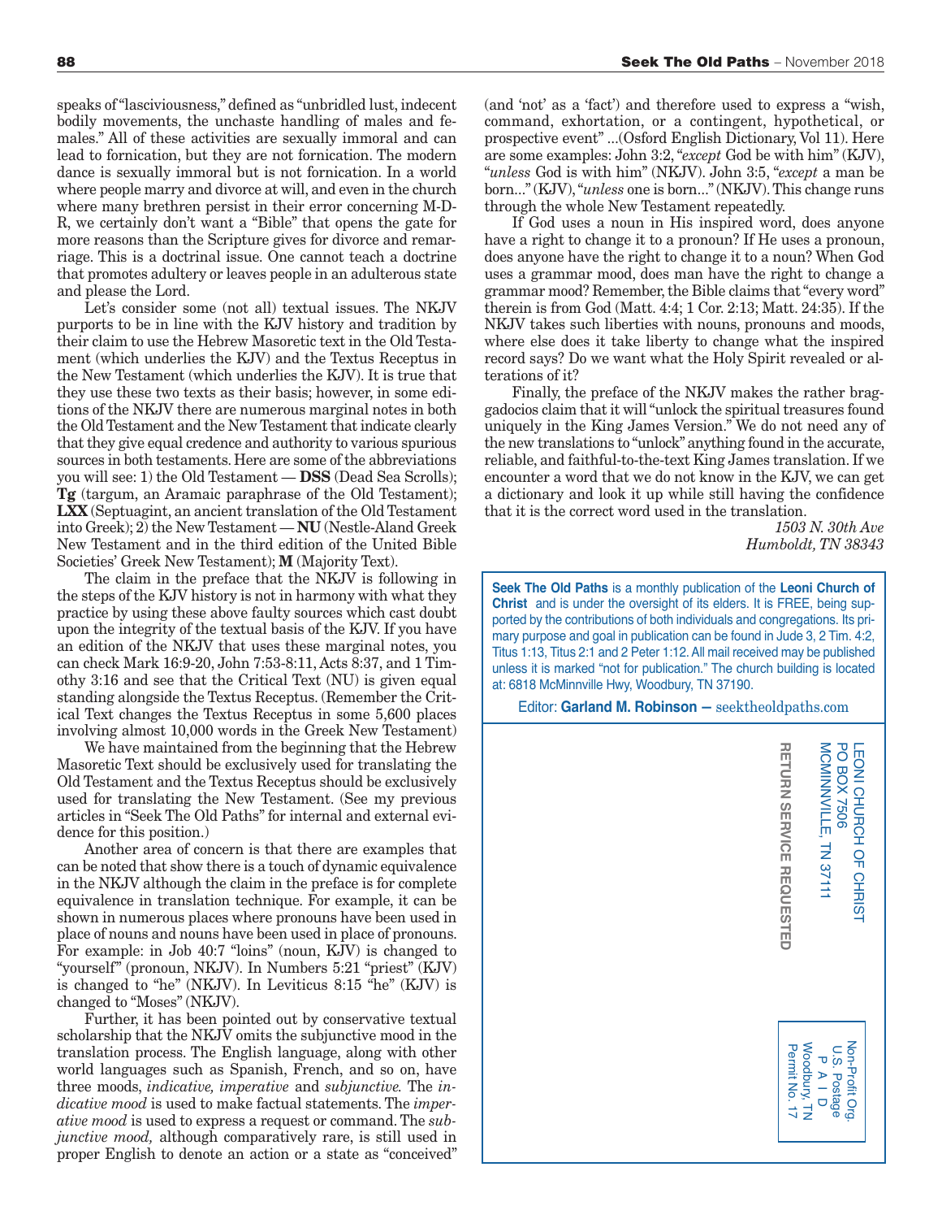speaks of "lasciviousness," defined as "unbridled lust, indecent bodily movements, the unchaste handling of males and females." All of these activities are sexually immoral and can lead to fornication, but they are not fornication. The modern dance is sexually immoral but is not fornication. In a world where people marry and divorce at will, and even in the church where many brethren persist in their error concerning M-D-R, we certainly don't want a "Bible" that opens the gate for more reasons than the Scripture gives for divorce and remarriage. This is a doctrinal issue. One cannot teach a doctrine that promotes adultery or leaves people in an adulterous state and please the Lord.

Let's consider some (not all) textual issues. The NKJV purports to be in line with the KJV history and tradition by their claim to use the Hebrew Masoretic text in the Old Testament (which underlies the KJV) and the Textus Receptus in the New Testament (which underlies the KJV). It is true that they use these two texts as their basis; however, in some editions of the NKJV there are numerous marginal notes in both the Old Testament and the New Testament that indicate clearly that they give equal credence and authority to various spurious sources in both testaments. Here are some of the abbreviations you will see: 1) the Old Testament — **DSS** (Dead Sea Scrolls); **Tg** (targum, an Aramaic paraphrase of the Old Testament); **LXX** (Septuagint, an ancient translation of the Old Testament into Greek); 2) the New Testament — **NU** (Nestle-Aland Greek New Testament and in the third edition of the United Bible Societies' Greek New Testament); **M** (Majority Text).

The claim in the preface that the NKJV is following in the steps of the KJV history is not in harmony with what they practice by using these above faulty sources which cast doubt upon the integrity of the textual basis of the KJV. If you have an edition of the NKJV that uses these marginal notes, you can check Mark 16:9-20, John 7:53-8:11, Acts 8:37, and 1 Timothy 3:16 and see that the Critical Text (NU) is given equal standing alongside the Textus Receptus. (Remember the Critical Text changes the Textus Receptus in some 5,600 places involving almost 10,000 words in the Greek New Testament)

We have maintained from the beginning that the Hebrew Masoretic Text should be exclusively used for translating the Old Testament and the Textus Receptus should be exclusively used for translating the New Testament. (See my previous articles in "Seek The Old Paths" for internal and external evidence for this position.)

Another area of concern is that there are examples that can be noted that show there is a touch of dynamic equivalence in the NKJV although the claim in the preface is for complete equivalence in translation technique. For example, it can be shown in numerous places where pronouns have been used in place of nouns and nouns have been used in place of pronouns. For example: in Job 40:7 "loins" (noun, KJV) is changed to "yourself" (pronoun, NKJV). In Numbers 5:21 "priest" (KJV) is changed to "he" (NKJV). In Leviticus 8:15 "he" (KJV) is changed to "Moses" (NKJV).

Further, it has been pointed out by conservative textual scholarship that the NKJV omits the subjunctive mood in the translation process. The English language, along with other world languages such as Spanish, French, and so on, have three moods, *indicative, imperative* and *subjunctive.* The *indicative mood* is used to make factual statements. The *imperative mood* is used to express a request or command. The *subjunctive mood,* although comparatively rare, is still used in proper English to denote an action or a state as "conceived" (and 'not' as a 'fact') and therefore used to express a "wish, command, exhortation, or a contingent, hypothetical, or prospective event" ...(Osford English Dictionary, Vol 11). Here are some examples: John 3:2, "*except* God be with him" (KJV), "*unless* God is with him" (NKJV). John 3:5, "*except* a man be born..." (KJV), "*unless* one is born..." (NKJV). This change runs through the whole New Testament repeatedly.

If God uses a noun in His inspired word, does anyone have a right to change it to a pronoun? If He uses a pronoun, does anyone have the right to change it to a noun? When God uses a grammar mood, does man have the right to change a grammar mood? Remember, the Bible claims that "every word" therein is from God (Matt. 4:4; 1 Cor. 2:13; Matt. 24:35). If the NKJV takes such liberties with nouns, pronouns and moods, where else does it take liberty to change what the inspired record says? Do we want what the Holy Spirit revealed or alterations of it?

Finally, the preface of the NKJV makes the rather braggadocios claim that it will "unlock the spiritual treasures found uniquely in the King James Version." We do not need any of the new translations to "unlock" anything found in the accurate, reliable, and faithful-to-the-text King James translation. If we encounter a word that we do not know in the KJV, we can get a dictionary and look it up while still having the confidence that it is the correct word used in the translation.

*1503 N. 30th Ave*
*Humboldt, TN 38343*

**Seek The Old Paths** is a monthly publication of the **Leoni Church of Christ** and is under the oversight of its elders. It is FREE, being supported by the contributions of both individuals and congregations. Its primary purpose and goal in publication can be found in Jude 3, 2 Tim. 4:2, Titus 1:13, Titus 2:1 and 2 Peter 1:12. All mail received may be published unless it is marked "not for publication." The church building is located at: 6818 McMinnville Hwy, Woodbury, TN 37190.

Editor: **Garland M. Robinson —** seektheoldpaths.com

LEONI CHURCH OF CHRIST
PO BOX 7506
MCMINNVILLE, TN 37111

RETURN SERVICE REQUESTED

Non-Profit Org.
U.S. Postage
P A I D
Woodbury, TN
Permit No. 17